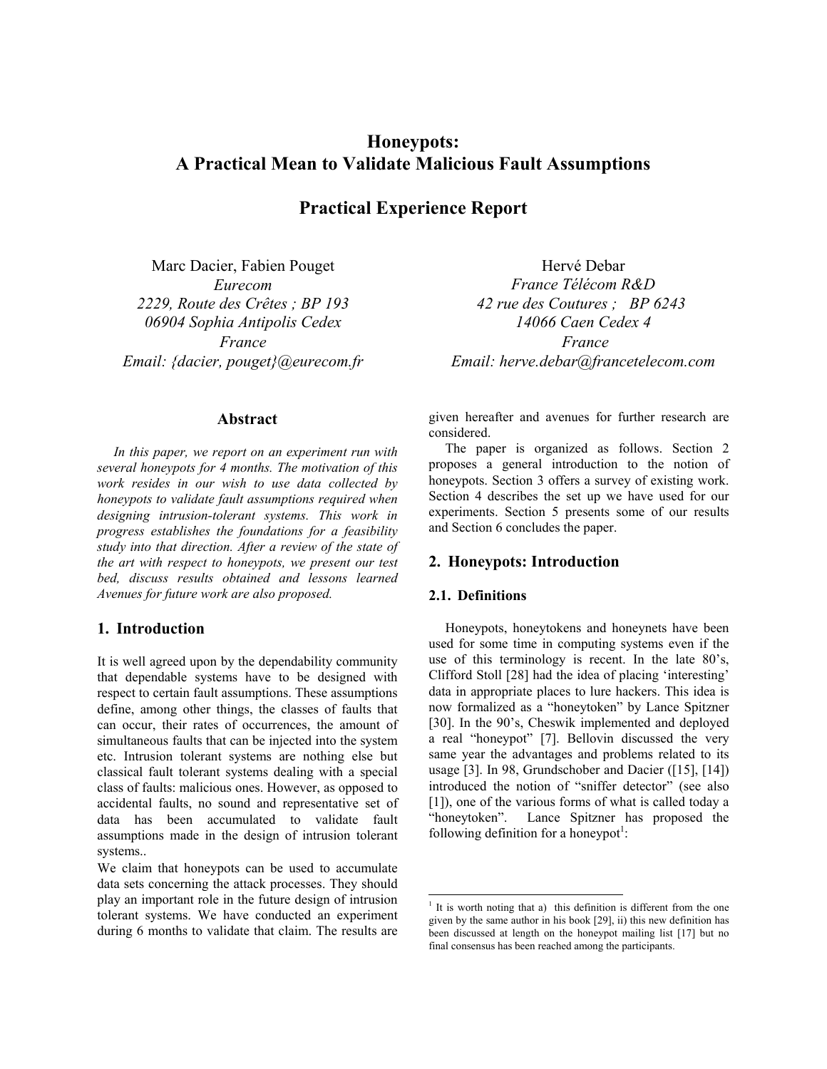# Honeypots: A Practical Mean to Validate Malicious Fault Assumptions

## Practical Experience Report

Marc Dacier, Fabien Pouget
*Eurecom*
*2229, Route des Crêtes ; BP 193*
*06904 Sophia Antipolis Cedex*
*France*
*Email: {dacier, pouget}@eurecom.fr*

Hervé Debar
*France Télécom R&D*
*42 rue des Coutures ; BP 6243*
*14066 Caen Cedex 4*
*France*
*Email: herve.debar@francetelecom.com*

### Abstract

*In this paper, we report on an experiment run with several honeypots for 4 months. The motivation of this work resides in our wish to use data collected by honeypots to validate fault assumptions required when designing intrusion-tolerant systems. This work in progress establishes the foundations for a feasibility study into that direction. After a review of the state of the art with respect to honeypots, we present our test bed, discuss results obtained and lessons learned Avenues for future work are also proposed.*

## 1. Introduction

It is well agreed upon by the dependability community that dependable systems have to be designed with respect to certain fault assumptions. These assumptions define, among other things, the classes of faults that can occur, their rates of occurrences, the amount of simultaneous faults that can be injected into the system etc. Intrusion tolerant systems are nothing else but classical fault tolerant systems dealing with a special class of faults: malicious ones. However, as opposed to accidental faults, no sound and representative set of data has been accumulated to validate fault assumptions made in the design of intrusion tolerant systems..

We claim that honeypots can be used to accumulate data sets concerning the attack processes. They should play an important role in the future design of intrusion tolerant systems. We have conducted an experiment during 6 months to validate that claim. The results are given hereafter and avenues for further research are considered.

The paper is organized as follows. Section 2 proposes a general introduction to the notion of honeypots. Section 3 offers a survey of existing work. Section 4 describes the set up we have used for our experiments. Section 5 presents some of our results and Section 6 concludes the paper.

## 2. Honeypots: Introduction

### 2.1. Definitions

Honeypots, honeytokens and honeynets have been used for some time in computing systems even if the use of this terminology is recent. In the late 80's, Clifford Stoll [28] had the idea of placing 'interesting' data in appropriate places to lure hackers. This idea is now formalized as a "honeytoken" by Lance Spitzner [30]. In the 90's, Cheswik implemented and deployed a real "honeypot" [7]. Bellovin discussed the very same year the advantages and problems related to its usage [3]. In 98, Grundschober and Dacier ([15], [14]) introduced the notion of "sniffer detector" (see also [1]), one of the various forms of what is called today a "honeytoken". Lance Spitzner has proposed the following definition for a honeypot[1]:

[1] It is worth noting that a) this definition is different from the one given by the same author in his book [29], ii) this new definition has been discussed at length on the honeypot mailing list [17] but no final consensus has been reached among the participants.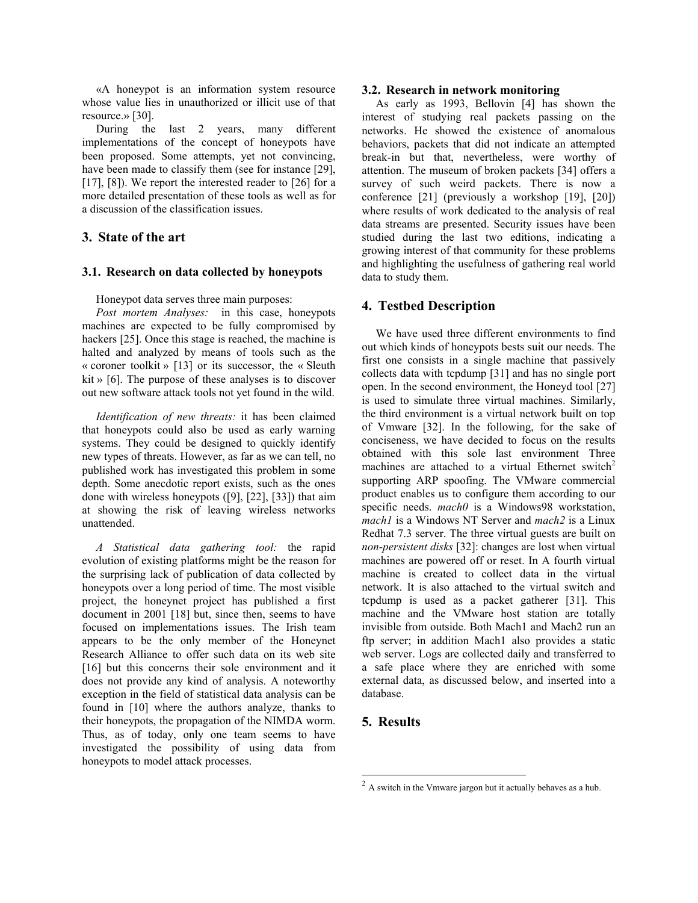«A honeypot is an information system resource whose value lies in unauthorized or illicit use of that resource.» [30].

During the last 2 years, many different implementations of the concept of honeypots have been proposed. Some attempts, yet not convincing, have been made to classify them (see for instance [29], [17], [8]). We report the interested reader to [26] for a more detailed presentation of these tools as well as for a discussion of the classification issues.

## 3. State of the art

### 3.1. Research on data collected by honeypots

Honeypot data serves three main purposes:

*Post mortem Analyses:* in this case, honeypots machines are expected to be fully compromised by hackers [25]. Once this stage is reached, the machine is halted and analyzed by means of tools such as the « coroner toolkit » [13] or its successor, the « Sleuth kit » [6]. The purpose of these analyses is to discover out new software attack tools not yet found in the wild.

*Identification of new threats:* it has been claimed that honeypots could also be used as early warning systems. They could be designed to quickly identify new types of threats. However, as far as we can tell, no published work has investigated this problem in some depth. Some anecdotic report exists, such as the ones done with wireless honeypots ([9], [22], [33]) that aim at showing the risk of leaving wireless networks unattended.

*A Statistical data gathering tool:* the rapid evolution of existing platforms might be the reason for the surprising lack of publication of data collected by honeypots over a long period of time. The most visible project, the honeynet project has published a first document in 2001 [18] but, since then, seems to have focused on implementations issues. The Irish team appears to be the only member of the Honeynet Research Alliance to offer such data on its web site [16] but this concerns their sole environment and it does not provide any kind of analysis. A noteworthy exception in the field of statistical data analysis can be found in [10] where the authors analyze, thanks to their honeypots, the propagation of the NIMDA worm. Thus, as of today, only one team seems to have investigated the possibility of using data from honeypots to model attack processes.

### 3.2. Research in network monitoring

As early as 1993, Bellovin [4] has shown the interest of studying real packets passing on the networks. He showed the existence of anomalous behaviors, packets that did not indicate an attempted break-in but that, nevertheless, were worthy of attention. The museum of broken packets [34] offers a survey of such weird packets. There is now a conference [21] (previously a workshop [19], [20]) where results of work dedicated to the analysis of real data streams are presented. Security issues have been studied during the last two editions, indicating a growing interest of that community for these problems and highlighting the usefulness of gathering real world data to study them.

## 4. Testbed Description

We have used three different environments to find out which kinds of honeypots bests suit our needs. The first one consists in a single machine that passively collects data with tcpdump [31] and has no single port open. In the second environment, the Honeyd tool [27] is used to simulate three virtual machines. Similarly, the third environment is a virtual network built on top of Vmware [32]. In the following, for the sake of conciseness, we have decided to focus on the results obtained with this sole last environment Three machines are attached to a virtual Ethernet switch[2] supporting ARP spoofing. The VMware commercial product enables us to configure them according to our specific needs. *mach0* is a Windows98 workstation, *mach1* is a Windows NT Server and *mach2* is a Linux Redhat 7.3 server. The three virtual guests are built on *non-persistent disks* [32]: changes are lost when virtual machines are powered off or reset. In A fourth virtual machine is created to collect data in the virtual network. It is also attached to the virtual switch and tcpdump is used as a packet gatherer [31]. This machine and the VMware host station are totally invisible from outside. Both Mach1 and Mach2 run an ftp server; in addition Mach1 also provides a static web server. Logs are collected daily and transferred to a safe place where they are enriched with some external data, as discussed below, and inserted into a database.

## 5. Results

[2] A switch in the Vmware jargon but it actually behaves as a hub.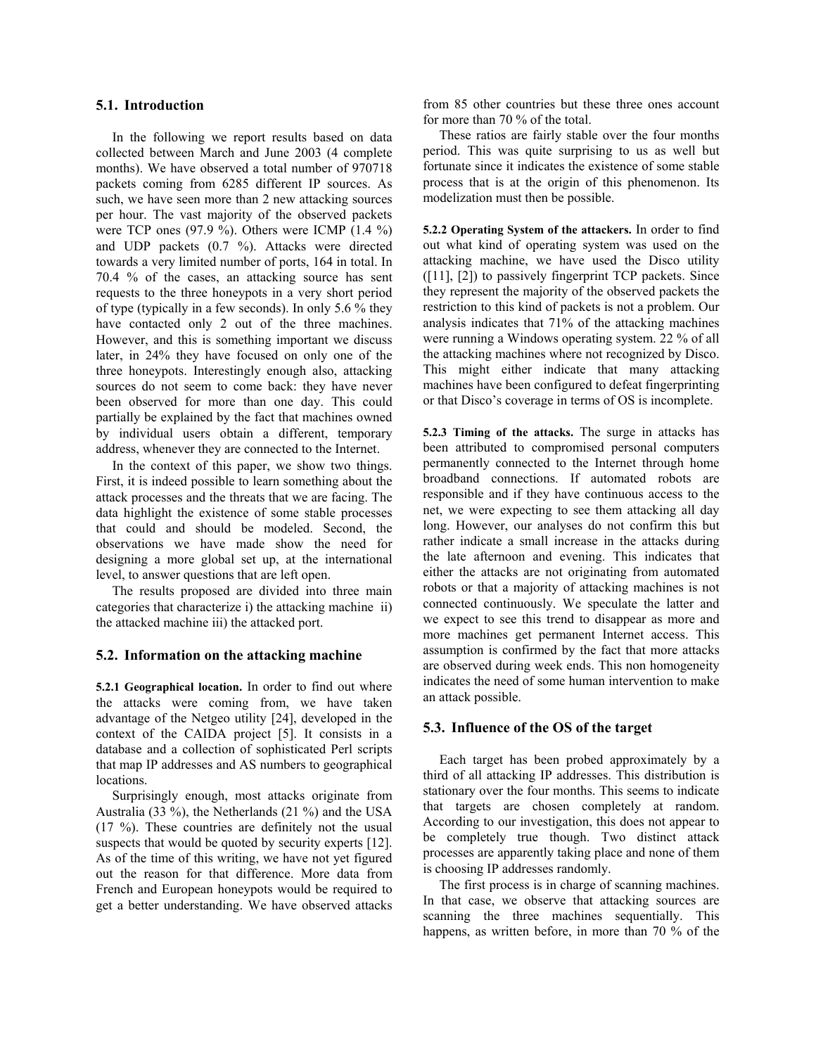## 5.1. Introduction

In the following we report results based on data collected between March and June 2003 (4 complete months). We have observed a total number of 970718 packets coming from 6285 different IP sources. As such, we have seen more than 2 new attacking sources per hour. The vast majority of the observed packets were TCP ones (97.9 %). Others were ICMP (1.4 %) and UDP packets (0.7 %). Attacks were directed towards a very limited number of ports, 164 in total. In 70.4 % of the cases, an attacking source has sent requests to the three honeypots in a very short period of type (typically in a few seconds). In only 5.6 % they have contacted only 2 out of the three machines. However, and this is something important we discuss later, in 24% they have focused on only one of the three honeypots. Interestingly enough also, attacking sources do not seem to come back: they have never been observed for more than one day. This could partially be explained by the fact that machines owned by individual users obtain a different, temporary address, whenever they are connected to the Internet.

In the context of this paper, we show two things. First, it is indeed possible to learn something about the attack processes and the threats that we are facing. The data highlight the existence of some stable processes that could and should be modeled. Second, the observations we have made show the need for designing a more global set up, at the international level, to answer questions that are left open.

The results proposed are divided into three main categories that characterize i) the attacking machine ii) the attacked machine iii) the attacked port.

## 5.2. Information on the attacking machine

**5.2.1 Geographical location.** In order to find out where the attacks were coming from, we have taken advantage of the Netgeo utility [24], developed in the context of the CAIDA project [5]. It consists in a database and a collection of sophisticated Perl scripts that map IP addresses and AS numbers to geographical locations.

Surprisingly enough, most attacks originate from Australia (33 %), the Netherlands (21 %) and the USA (17 %). These countries are definitely not the usual suspects that would be quoted by security experts [12]. As of the time of this writing, we have not yet figured out the reason for that difference. More data from French and European honeypots would be required to get a better understanding. We have observed attacks from 85 other countries but these three ones account for more than 70 % of the total.

These ratios are fairly stable over the four months period. This was quite surprising to us as well but fortunate since it indicates the existence of some stable process that is at the origin of this phenomenon. Its modelization must then be possible.

**5.2.2 Operating System of the attackers.** In order to find out what kind of operating system was used on the attacking machine, we have used the Disco utility ([11], [2]) to passively fingerprint TCP packets. Since they represent the majority of the observed packets the restriction to this kind of packets is not a problem. Our analysis indicates that 71% of the attacking machines were running a Windows operating system. 22 % of all the attacking machines where not recognized by Disco. This might either indicate that many attacking machines have been configured to defeat fingerprinting or that Disco's coverage in terms of OS is incomplete.

**5.2.3 Timing of the attacks.** The surge in attacks has been attributed to compromised personal computers permanently connected to the Internet through home broadband connections. If automated robots are responsible and if they have continuous access to the net, we were expecting to see them attacking all day long. However, our analyses do not confirm this but rather indicate a small increase in the attacks during the late afternoon and evening. This indicates that either the attacks are not originating from automated robots or that a majority of attacking machines is not connected continuously. We speculate the latter and we expect to see this trend to disappear as more and more machines get permanent Internet access. This assumption is confirmed by the fact that more attacks are observed during week ends. This non homogeneity indicates the need of some human intervention to make an attack possible.

## 5.3. Influence of the OS of the target

Each target has been probed approximately by a third of all attacking IP addresses. This distribution is stationary over the four months. This seems to indicate that targets are chosen completely at random. According to our investigation, this does not appear to be completely true though. Two distinct attack processes are apparently taking place and none of them is choosing IP addresses randomly.

The first process is in charge of scanning machines. In that case, we observe that attacking sources are scanning the three machines sequentially. This happens, as written before, in more than 70 % of the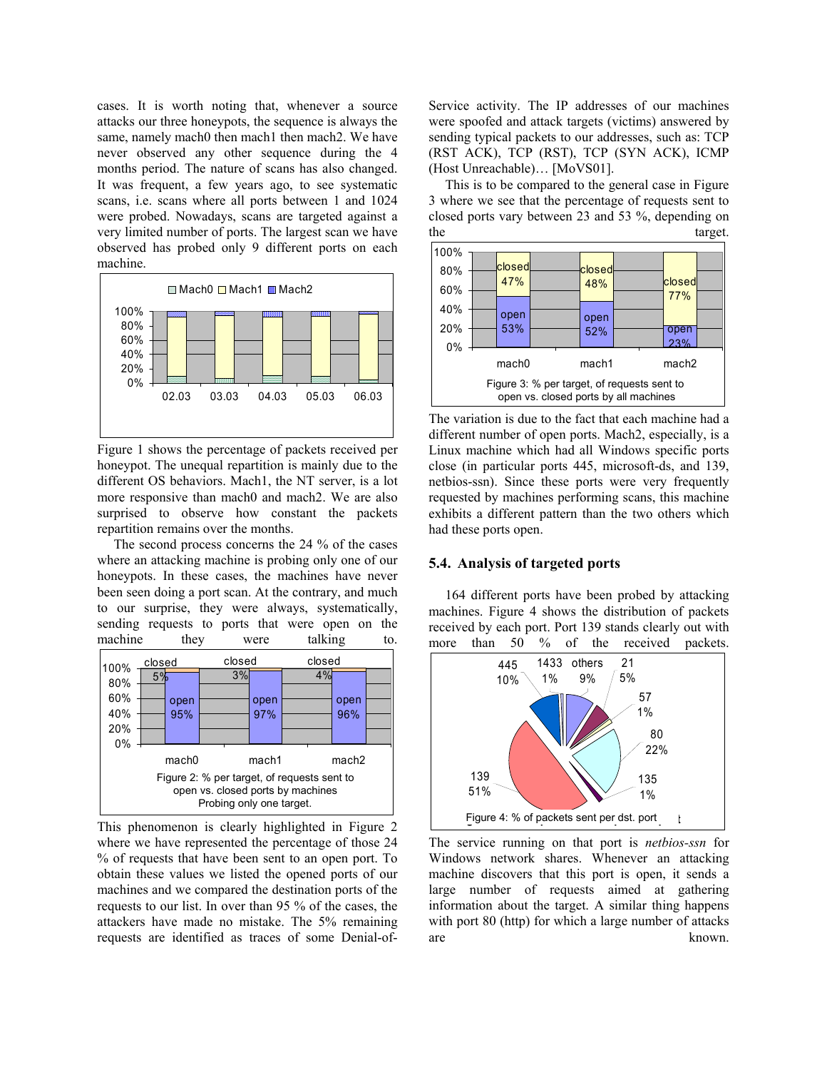cases. It is worth noting that, whenever a source attacks our three honeypots, the sequence is always the same, namely mach0 then mach1 then mach2. We have never observed any other sequence during the 4 months period. The nature of scans has also changed. It was frequent, a few years ago, to see systematic scans, i.e. scans where all ports between 1 and 1024 were probed. Nowadays, scans are targeted against a very limited number of ports. The largest scan we have observed has probed only 9 different ports on each machine.

Figure 1 shows the percentage of packets received per honeypot. The unequal repartition is mainly due to the different OS behaviors. Mach1, the NT server, is a lot more responsive than mach0 and mach2. We are also surprised to observe how constant the packets repartition remains over the months.

The second process concerns the 24 % of the cases where an attacking machine is probing only one of our honeypots. In these cases, the machines have never been seen doing a port scan. At the contrary, and much to our surprise, they were always, systematically, sending requests to ports that were open on the machine they were talking to.

Figure 2: % per target, of requests sent to open vs. closed ports by machines Probing only one target.

This phenomenon is clearly highlighted in Figure 2 where we have represented the percentage of those 24 % of requests that have been sent to an open port. To obtain these values we listed the opened ports of our machines and we compared the destination ports of the requests to our list. In over than 95 % of the cases, the attackers have made no mistake. The 5% remaining requests are identified as traces of some Denial-of-Service activity. The IP addresses of our machines were spoofed and attack targets (victims) answered by sending typical packets to our addresses, such as: TCP (RST ACK), TCP (RST), TCP (SYN ACK), ICMP (Host Unreachable)… [MoVS01].

This is to be compared to the general case in Figure 3 where we see that the percentage of requests sent to closed ports vary between 23 and 53 %, depending on the target.

Figure 3: % per target, of requests sent to open vs. closed ports by all machines

The variation is due to the fact that each machine had a different number of open ports. Mach2, especially, is a Linux machine which had all Windows specific ports close (in particular ports 445, microsoft-ds, and 139, netbios-ssn). Since these ports were very frequently requested by machines performing scans, this machine exhibits a different pattern than the two others which had these ports open.

### 5.4. Analysis of targeted ports

164 different ports have been probed by attacking machines. Figure 4 shows the distribution of packets received by each port. Port 139 stands clearly out with more than 50 % of the received packets.

Figure 4: % of packets sent per dst. port

The service running on that port is *netbios-ssn* for Windows network shares. Whenever an attacking machine discovers that this port is open, it sends a large number of requests aimed at gathering information about the target. A similar thing happens with port 80 (http) for which a large number of attacks are known.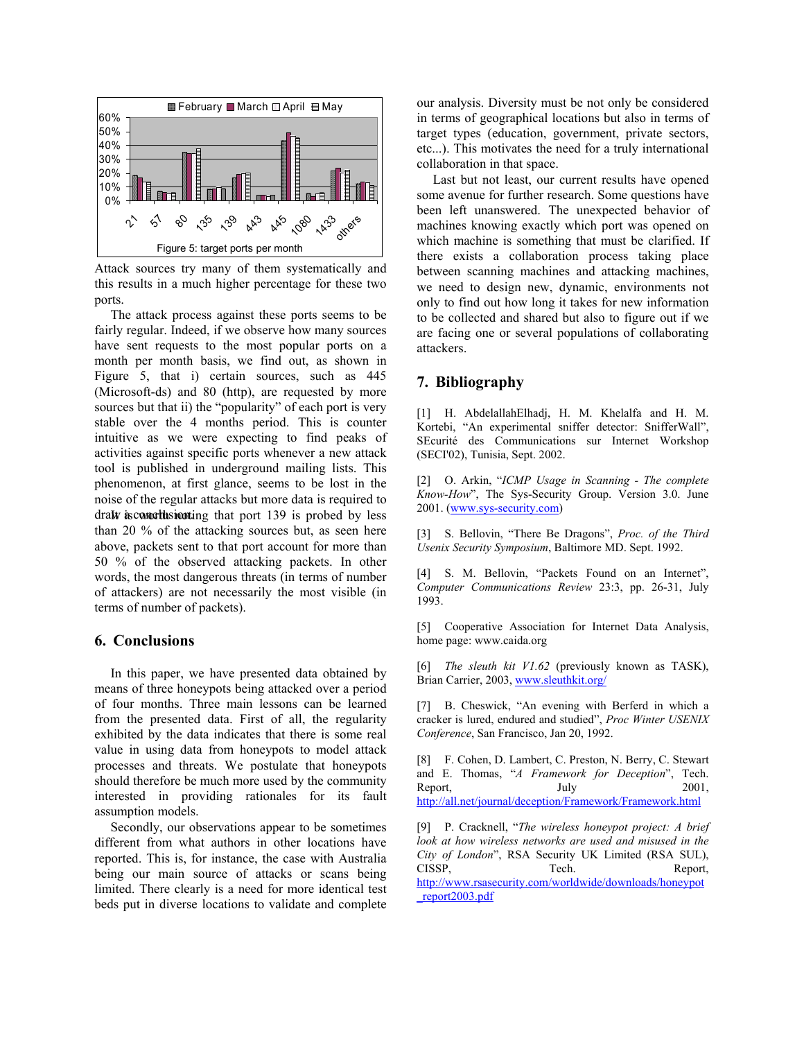Figure 5: target ports per month

Attack sources try many of them systematically and this results in a much higher percentage for these two ports.

The attack process against these ports seems to be fairly regular. Indeed, if we observe how many sources have sent requests to the most popular ports on a month per month basis, we find out, as shown in Figure 5, that i) certain sources, such as 445 (Microsoft-ds) and 80 (http), are requested by more sources but that ii) the "popularity" of each port is very stable over the 4 months period. This is counter intuitive as we were expecting to find peaks of activities against specific ports whenever a new attack tool is published in underground mailing lists. This phenomenon, at first glance, seems to be lost in the noise of the regular attacks but more data is required to draw a conclusion. It is worth noting that port 139 is probed by less than 20 % of the attacking sources but, as seen here above, packets sent to that port account for more than 50 % of the observed attacking packets. In other words, the most dangerous threats (in terms of number of attackers) are not necessarily the most visible (in terms of number of packets).

## 6. Conclusions

In this paper, we have presented data obtained by means of three honeypots being attacked over a period of four months. Three main lessons can be learned from the presented data. First of all, the regularity exhibited by the data indicates that there is some real value in using data from honeypots to model attack processes and threats. We postulate that honeypots should therefore be much more used by the community interested in providing rationales for its fault assumption models.

Secondly, our observations appear to be sometimes different from what authors in other locations have reported. This is, for instance, the case with Australia being our main source of attacks or scans being limited. There clearly is a need for more identical test beds put in diverse locations to validate and complete our analysis. Diversity must be not only be considered in terms of geographical locations but also in terms of target types (education, government, private sectors, etc...). This motivates the need for a truly international collaboration in that space.

Last but not least, our current results have opened some avenue for further research. Some questions have been left unanswered. The unexpected behavior of machines knowing exactly which port was opened on which machine is something that must be clarified. If there exists a collaboration process taking place between scanning machines and attacking machines, we need to design new, dynamic, environments not only to find out how long it takes for new information to be collected and shared but also to figure out if we are facing one or several populations of collaborating attackers.

## 7. Bibliography

[1] H. AbdelallahElhadj, H. M. Khelalfa and H. M. Kortebi, "An experimental sniffer detector: SnifferWall", SEcurité des Communications sur Internet Workshop (SECI'02), Tunisia, Sept. 2002.

[2] O. Arkin, "*ICMP Usage in Scanning - The complete Know-How*", The Sys-Security Group. Version 3.0. June 2001. (www.sys-security.com)

[3] S. Bellovin, "There Be Dragons", *Proc. of the Third Usenix Security Symposium*, Baltimore MD. Sept. 1992.

[4] S. M. Bellovin, "Packets Found on an Internet", *Computer Communications Review* 23:3, pp. 26-31, July 1993.

[5] Cooperative Association for Internet Data Analysis, home page: www.caida.org

[6] *The sleuth kit V1.62* (previously known as TASK), Brian Carrier, 2003, www.sleuthkit.org/

[7] B. Cheswick, "An evening with Berferd in which a cracker is lured, endured and studied", *Proc Winter USENIX Conference*, San Francisco, Jan 20, 1992.

[8] F. Cohen, D. Lambert, C. Preston, N. Berry, C. Stewart and E. Thomas, "*A Framework for Deception*", Tech. Report, July 2001, http://all.net/journal/deception/Framework/Framework.html

[9] P. Cracknell, "*The wireless honeypot project: A brief look at how wireless networks are used and misused in the City of London*", RSA Security UK Limited (RSA SUL), CISSP, Tech. Report, http://www.rsasecurity.com/worldwide/downloads/honeypot_report2003.pdf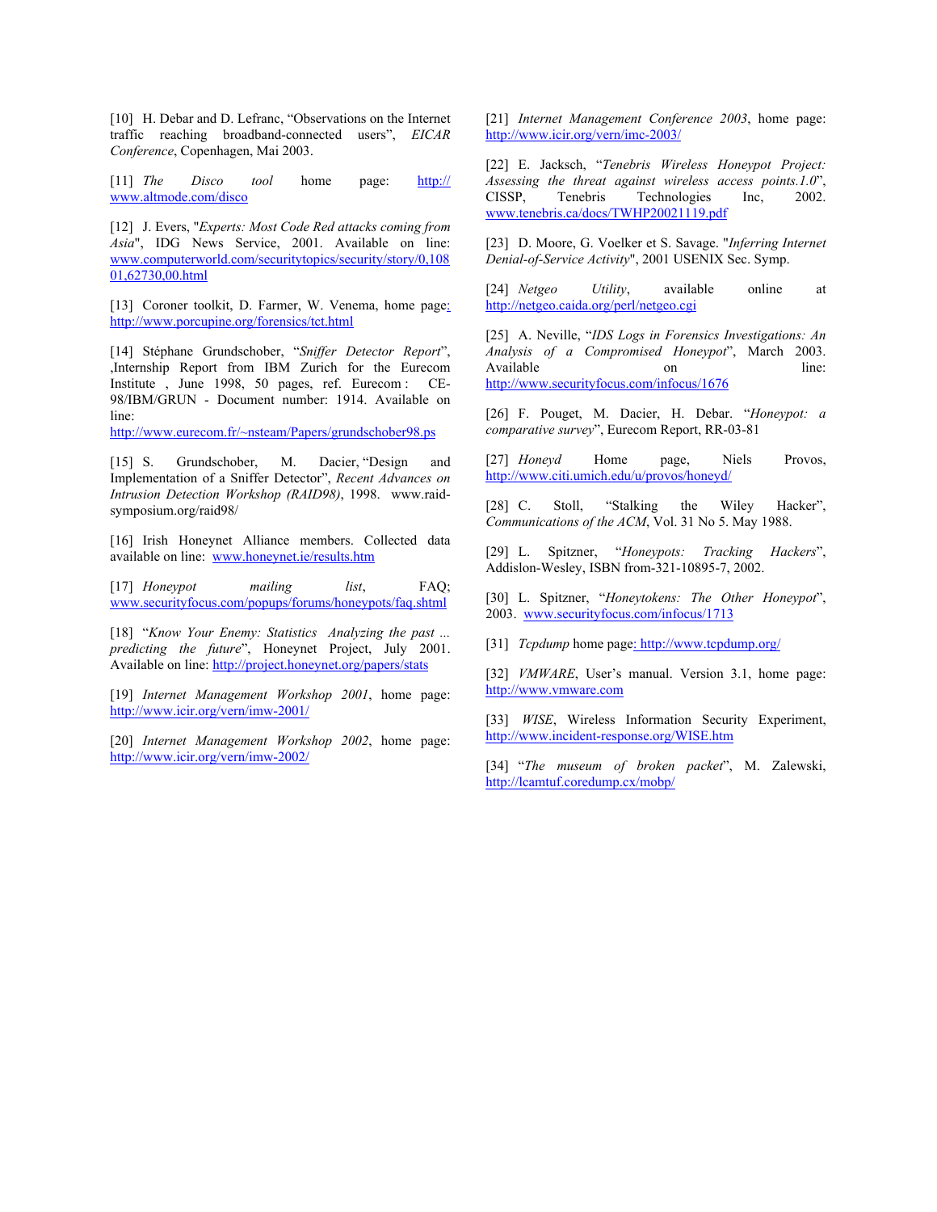[10] H. Debar and D. Lefranc, "Observations on the Internet traffic reaching broadband-connected users", *EICAR Conference*, Copenhagen, Mai 2003.

[11] *The Disco tool* home page: http://www.altmode.com/disco

[12] J. Evers, "*Experts: Most Code Red attacks coming from Asia*", IDG News Service, 2001. Available on line: www.computerworld.com/securitytopics/security/story/0,10801,62730,00.html

[13] Coroner toolkit, D. Farmer, W. Venema, home page: http://www.porcupine.org/forensics/tct.html

[14] Stéphane Grundschober, "*Sniffer Detector Report*", ,Internship Report from IBM Zurich for the Eurecom Institute , June 1998, 50 pages, ref. Eurecom : CE-98/IBM/GRUN - Document number: 1914. Available on line: http://www.eurecom.fr/~nsteam/Papers/grundschober98.ps

[15] S. Grundschober, M. Dacier, "Design and Implementation of a Sniffer Detector", *Recent Advances on Intrusion Detection Workshop (RAID98)*, 1998. www.raid-symposium.org/raid98/

[16] Irish Honeynet Alliance members. Collected data available on line: www.honeynet.ie/results.htm

[17] *Honeypot mailing list*, FAQ; www.securityfocus.com/popups/forums/honeypots/faq.shtml

[18] "*Know Your Enemy: Statistics Analyzing the past ... predicting the future*", Honeynet Project, July 2001. Available on line: http://project.honeynet.org/papers/stats

[19] *Internet Management Workshop 2001*, home page: http://www.icir.org/vern/imw-2001/

[20] *Internet Management Workshop 2002*, home page: http://www.icir.org/vern/imw-2002/

[21] *Internet Management Conference 2003*, home page: http://www.icir.org/vern/imc-2003/

[22] E. Jacksch, "*Tenebris Wireless Honeypot Project: Assessing the threat against wireless access points.1.0*", CISSP, Tenebris Technologies Inc, 2002. www.tenebris.ca/docs/TWHP20021119.pdf

[23] D. Moore, G. Voelker et S. Savage. "*Inferring Internet Denial-of-Service Activity*", 2001 USENIX Sec. Symp.

[24] *Netgeo Utility*, available online at http://netgeo.caida.org/perl/netgeo.cgi

[25] A. Neville, "*IDS Logs in Forensics Investigations: An Analysis of a Compromised Honeypot*", March 2003. Available on line: http://www.securityfocus.com/infocus/1676

[26] F. Pouget, M. Dacier, H. Debar. "*Honeypot: a comparative survey*", Eurecom Report, RR-03-81

[27] *Honeyd* Home page, Niels Provos, http://www.citi.umich.edu/u/provos/honeyd/

[28] C. Stoll, "Stalking the Wiley Hacker", *Communications of the ACM*, Vol. 31 No 5. May 1988.

[29] L. Spitzner, "*Honeypots: Tracking Hackers*", Addislon-Wesley, ISBN from-321-10895-7, 2002.

[30] L. Spitzner, "*Honeytokens: The Other Honeypot*", 2003. www.securityfocus.com/infocus/1713

[31] *Tcpdump* home page: http://www.tcpdump.org/

[32] *VMWARE*, User's manual. Version 3.1, home page: http://www.vmware.com

[33] *WISE*, Wireless Information Security Experiment, http://www.incident-response.org/WISE.htm

[34] "*The museum of broken packet*", M. Zalewski, http://lcamtuf.coredump.cx/mobp/